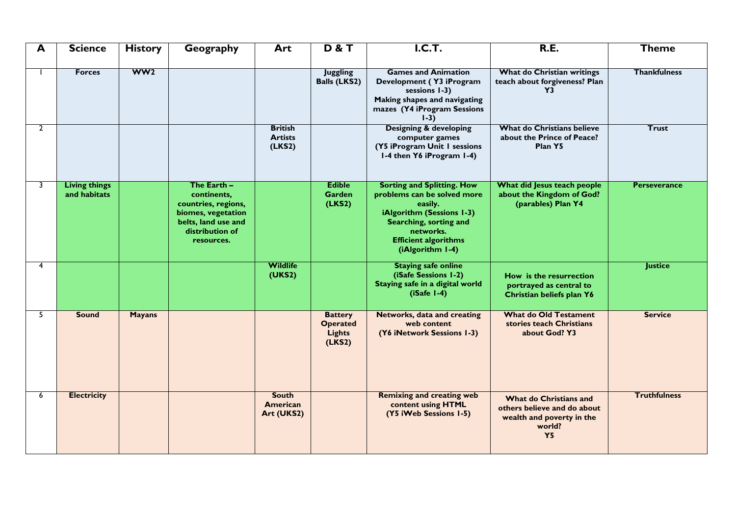| A | Science | History | Geography | Art | D & T | I.C.T. | R.E. | Theme |
|---|---|---|---|---|---|---|---|---|
| 1 | **Forces** | **WW2** | | | **Juggling Balls (LKS2)** | **Games and Animation Development ( Y3 iProgram sessions 1-3)** **Making shapes and navigating mazes (Y4 iProgram Sessions 1-3)** | **What do Christian writings teach about forgiveness? Plan Y3** | **Thankfulness** |
| 2 | | | | **British Artists (LKS2)** | | **Designing & developing computer games (Y5 iProgram Unit 1 sessions 1-4 then Y6 iProgram 1-4)** | **What do Christians believe about the Prince of Peace? Plan Y5** | **Trust** |
| 3 | **Living things and habitats** | | **The Earth – continents, countries, regions, biomes, vegetation belts, land use and distribution of resources.** | | **Edible Garden (LKS2)** | **Sorting and Splitting. How problems can be solved more easily. iAlgorithm (Sessions 1-3) Searching, sorting and networks. Efficient algorithms (iAlgorithm 1-4)** | **What did Jesus teach people about the Kingdom of God? (parables) Plan Y4** | **Perseverance** |
| 4 | | | | **Wildlife (UKS2)** | | **Staying safe online (iSafe Sessions 1-2) Staying safe in a digital world (iSafe 1-4)** | **How is the resurrection portrayed as central to Christian beliefs plan Y6** | **Justice** |
| 5 | **Sound** | **Mayans** | | | **Battery Operated Lights (LKS2)** | **Networks, data and creating web content (Y6 iNetwork Sessions 1-3)** | **What do Old Testament stories teach Christians about God? Y3** | **Service** |
| 6 | **Electricity** | | | **South American Art (UKS2)** | | **Remixing and creating web content using HTML (Y5 iWeb Sessions 1-5)** | **What do Christians and others believe and do about wealth and poverty in the world? Y5** | **Truthfulness** |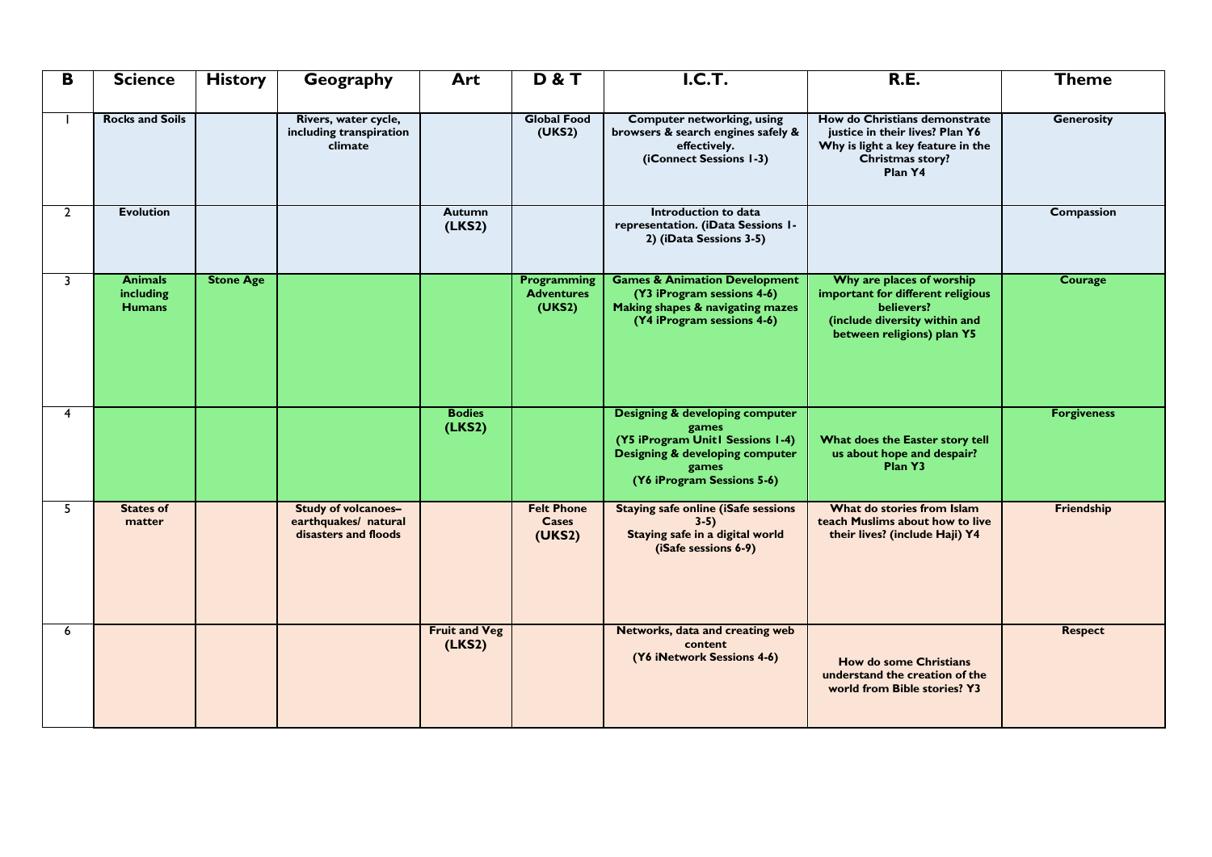| B | Science | History | Geography | Art | D & T | I.C.T. | R.E. | Theme |
|---|---|---|---|---|---|---|---|---|
| 1 | **Rocks and Soils** | | **Rivers, water cycle, including transpiration climate** | | **Global Food (UKS2)** | **Computer networking, using browsers & search engines safely & effectively. (iConnect Sessions 1-3)** | **How do Christians demonstrate justice in their lives? Plan Y6 Why is light a key feature in the Christmas story? Plan Y4** | **Generosity** |
| 2 | **Evolution** | | | **Autumn (LKS2)** | | **Introduction to data representation. (iData Sessions 1-2) (iData Sessions 3-5)** | | **Compassion** |
| 3 | **Animals including Humans** | **Stone Age** | | | **Programming Adventures (UKS2)** | **Games & Animation Development (Y3 iProgram sessions 4-6) Making shapes & navigating mazes (Y4 iProgram sessions 4-6)** | **Why are places of worship important for different religious believers? (include diversity within and between religions) plan Y5** | **Courage** |
| 4 | | | | **Bodies (LKS2)** | | **Designing & developing computer games (Y5 iProgram Unit1 Sessions 1-4) Designing & developing computer games (Y6 iProgram Sessions 5-6)** | **What does the Easter story tell us about hope and despair? Plan Y3** | **Forgiveness** |
| 5 | **States of matter** | | **Study of volcanoes– earthquakes/ natural disasters and floods** | | **Felt Phone Cases (UKS2)** | **Staying safe online (iSafe sessions 3-5) Staying safe in a digital world (iSafe sessions 6-9)** | **What do stories from Islam teach Muslims about how to live their lives? (include Haji) Y4** | **Friendship** |
| 6 | | | | **Fruit and Veg (LKS2)** | | **Networks, data and creating web content (Y6 iNetwork Sessions 4-6)** | **How do some Christians understand the creation of the world from Bible stories? Y3** | **Respect** |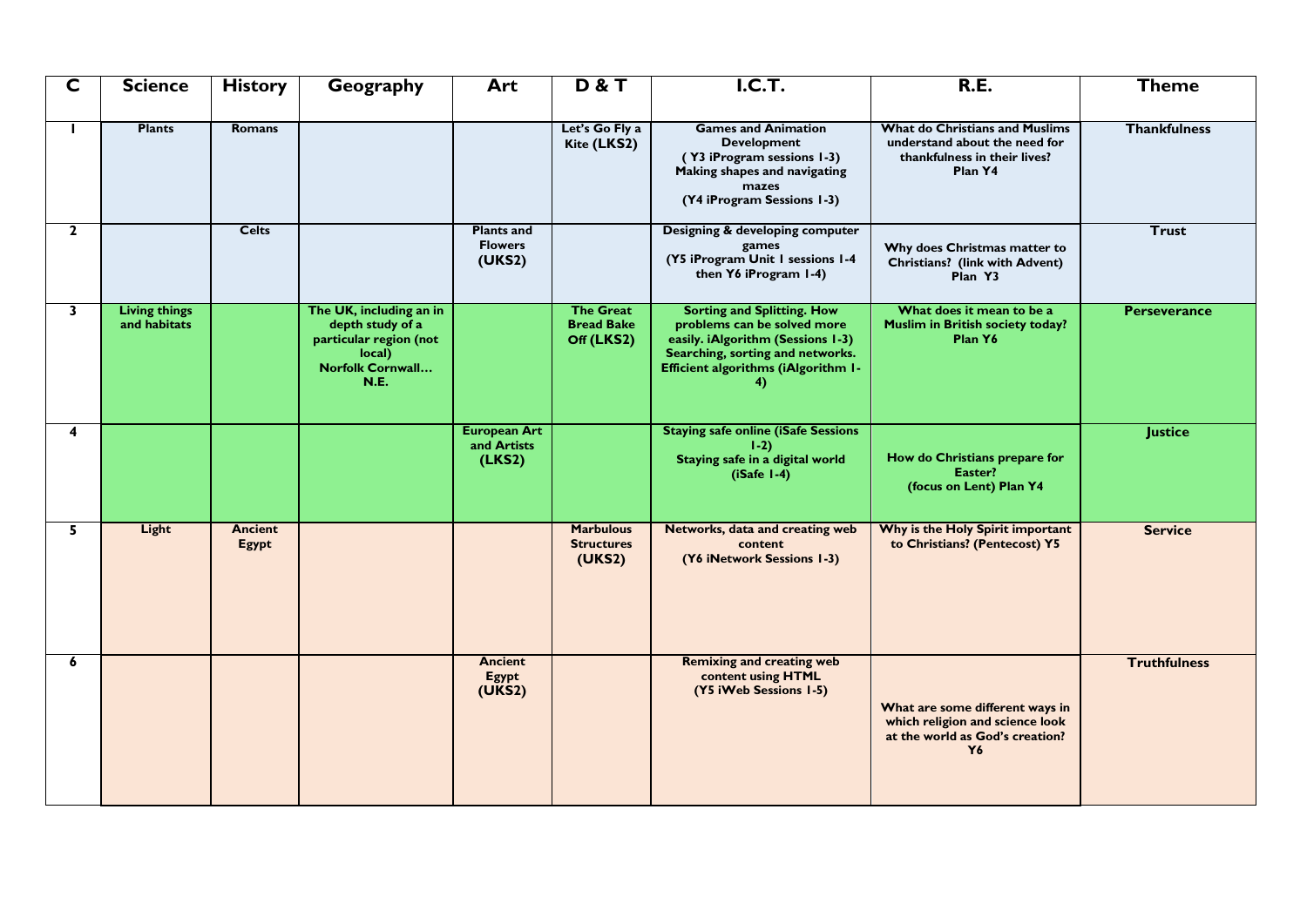| C | Science | History | Geography | Art | D & T | I.C.T. | R.E. | Theme |
|---|---|---|---|---|---|---|---|---|
| 1 | **Plants** | **Romans** | | | **Let's Go Fly a Kite (LKS2)** | **Games and Animation Development ( Y3 iProgram sessions 1-3) Making shapes and navigating mazes (Y4 iProgram Sessions 1-3)** | **What do Christians and Muslims understand about the need for thankfulness in their lives? Plan Y4** | **Thankfulness** |
| 2 | | **Celts** | | **Plants and Flowers (UKS2)** | | **Designing & developing computer games (Y5 iProgram Unit 1 sessions 1-4 then Y6 iProgram 1-4)** | **Why does Christmas matter to Christians? (link with Advent) Plan Y3** | **Trust** |
| 3 | **Living things and habitats** | | **The UK, including an in depth study of a particular region (not local) Norfolk Cornwall… N.E.** | | **The Great Bread Bake Off (LKS2)** | **Sorting and Splitting. How problems can be solved more easily. iAlgorithm (Sessions 1-3) Searching, sorting and networks. Efficient algorithms (iAlgorithm 1-4)** | **What does it mean to be a Muslim in British society today? Plan Y6** | **Perseverance** |
| 4 | | | | **European Art and Artists (LKS2)** | | **Staying safe online (iSafe Sessions 1-2) Staying safe in a digital world (iSafe 1-4)** | **How do Christians prepare for Easter? (focus on Lent) Plan Y4** | **Justice** |
| 5 | **Light** | **Ancient Egypt** | | | **Marbulous Structures (UKS2)** | **Networks, data and creating web content (Y6 iNetwork Sessions 1-3)** | **Why is the Holy Spirit important to Christians? (Pentecost) Y5** | **Service** |
| 6 | | | | **Ancient Egypt (UKS2)** | | **Remixing and creating web content using HTML (Y5 iWeb Sessions 1-5)** | **What are some different ways in which religion and science look at the world as God's creation? Y6** | **Truthfulness** |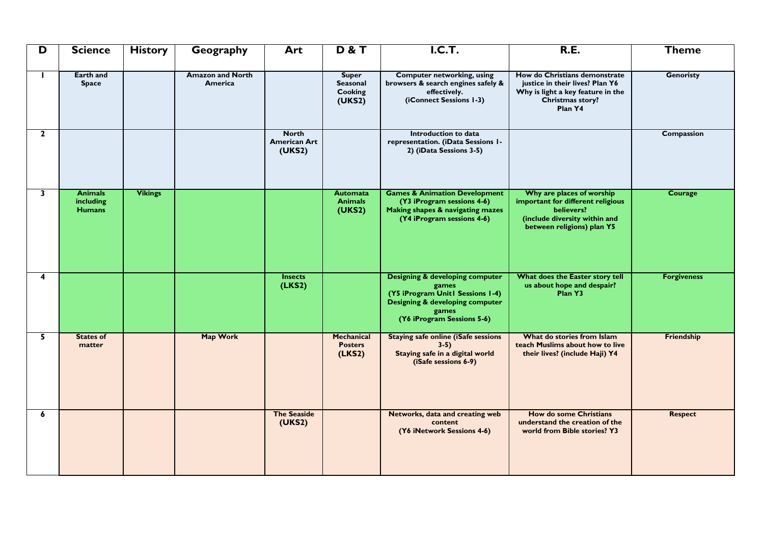| D | Science | History | Geography | Art | D & T | I.C.T. | R.E. | Theme |
|---|---|---|---|---|---|---|---|---|
| 1 | **Earth and Space** | | **Amazon and North America** | | **Super Seasonal Cooking (UKS2)** | **Computer networking, using browsers & search engines safely & effectively. (iConnect Sessions 1-3)** | **How do Christians demonstrate justice in their lives? Plan Y6 Why is light a key feature in the Christmas story? Plan Y4** | **Genoristy** |
| 2 | | | | **North American Art (UKS2)** | | **Introduction to data representation. (iData Sessions 1-2) (iData Sessions 3-5)** | | **Compassion** |
| 3 | **Animals including Humans** | **Vikings** | | | **Automata Animals (UKS2)** | **Games & Animation Development (Y3 iProgram sessions 4-6) Making shapes & navigating mazes (Y4 iProgram sessions 4-6)** | **Why are places of worship important for different religious believers? (include diversity within and between religions) plan Y5** | **Courage** |
| 4 | | | | **Insects (LKS2)** | | **Designing & developing computer games (Y5 iProgram Unit1 Sessions 1-4) Designing & developing computer games (Y6 iProgram Sessions 5-6)** | **What does the Easter story tell us about hope and despair? Plan Y3** | **Forgiveness** |
| 5 | **States of matter** | | **Map Work** | | **Mechanical Posters (LKS2)** | **Staying safe online (iSafe sessions 3-5) Staying safe in a digital world (iSafe sessions 6-9)** | **What do stories from Islam teach Muslims about how to live their lives? (include Haji) Y4** | **Friendship** |
| 6 | | | | **The Seaside (UKS2)** | | **Networks, data and creating web content (Y6 iNetwork Sessions 4-6)** | **How do some Christians understand the creation of the world from Bible stories? Y3** | **Respect** |